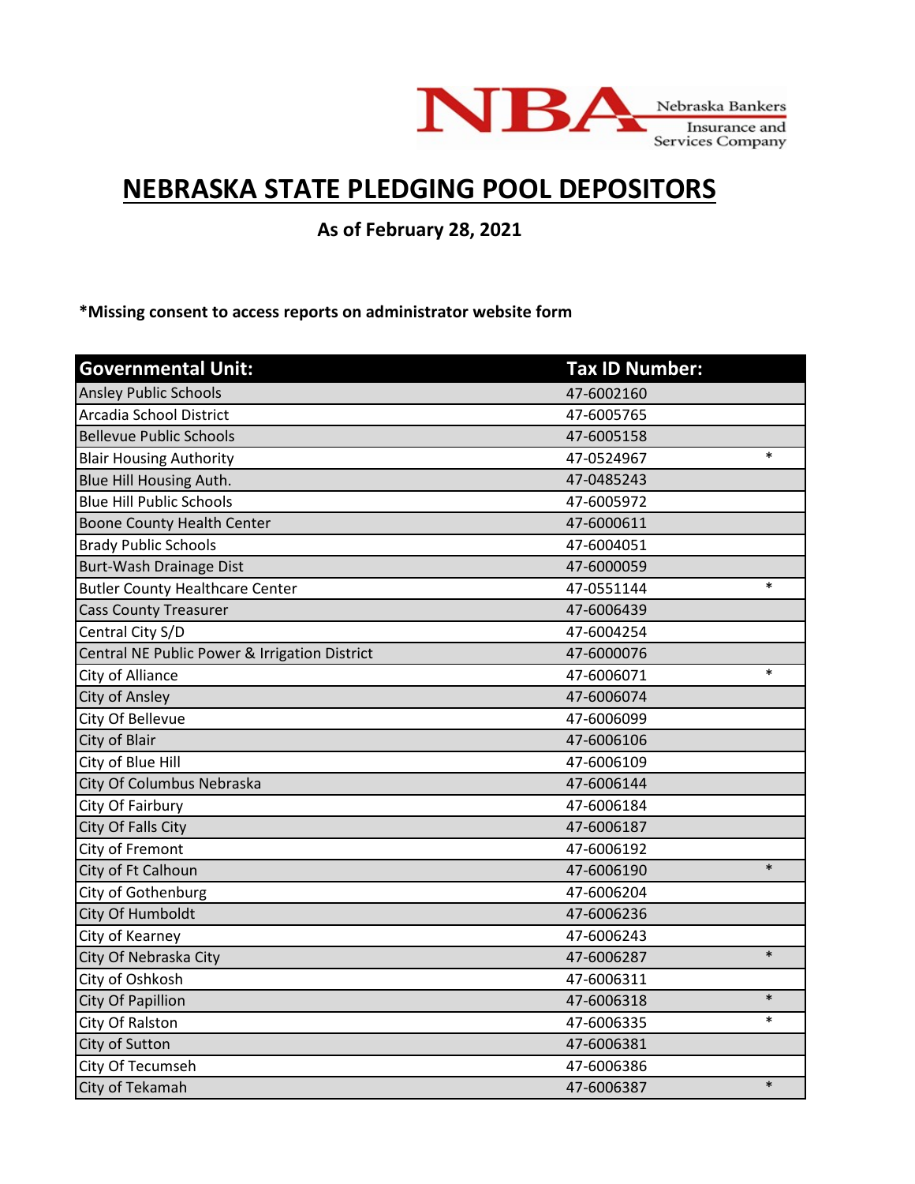Nebraska Bankers Insurance and Services Company

# NEBRASKA STATE PLEDGING POOL DEPOSITORS

**As of February 28, 2021**

***Missing consent to access reports on administrator website form**

| Governmental Unit: | Tax ID Number: | |
|---|---|---|
| Ansley Public Schools | 47-6002160 | |
| Arcadia School District | 47-6005765 | |
| Bellevue Public Schools | 47-6005158 | |
| Blair Housing Authority | 47-0524967 | * |
| Blue Hill Housing Auth. | 47-0485243 | |
| Blue Hill Public Schools | 47-6005972 | |
| Boone County Health Center | 47-6000611 | |
| Brady Public Schools | 47-6004051 | |
| Burt-Wash Drainage Dist | 47-6000059 | |
| Butler County Healthcare Center | 47-0551144 | * |
| Cass County Treasurer | 47-6006439 | |
| Central City S/D | 47-6004254 | |
| Central NE Public Power & Irrigation District | 47-6000076 | |
| City of Alliance | 47-6006071 | * |
| City of Ansley | 47-6006074 | |
| City Of Bellevue | 47-6006099 | |
| City of Blair | 47-6006106 | |
| City of Blue Hill | 47-6006109 | |
| City Of Columbus Nebraska | 47-6006144 | |
| City Of Fairbury | 47-6006184 | |
| City Of Falls City | 47-6006187 | |
| City of Fremont | 47-6006192 | |
| City of Ft Calhoun | 47-6006190 | * |
| City of Gothenburg | 47-6006204 | |
| City Of Humboldt | 47-6006236 | |
| City of Kearney | 47-6006243 | |
| City Of Nebraska City | 47-6006287 | * |
| City of Oshkosh | 47-6006311 | |
| City Of Papillion | 47-6006318 | * |
| City Of Ralston | 47-6006335 | * |
| City of Sutton | 47-6006381 | |
| City Of Tecumseh | 47-6006386 | |
| City of Tekamah | 47-6006387 | * |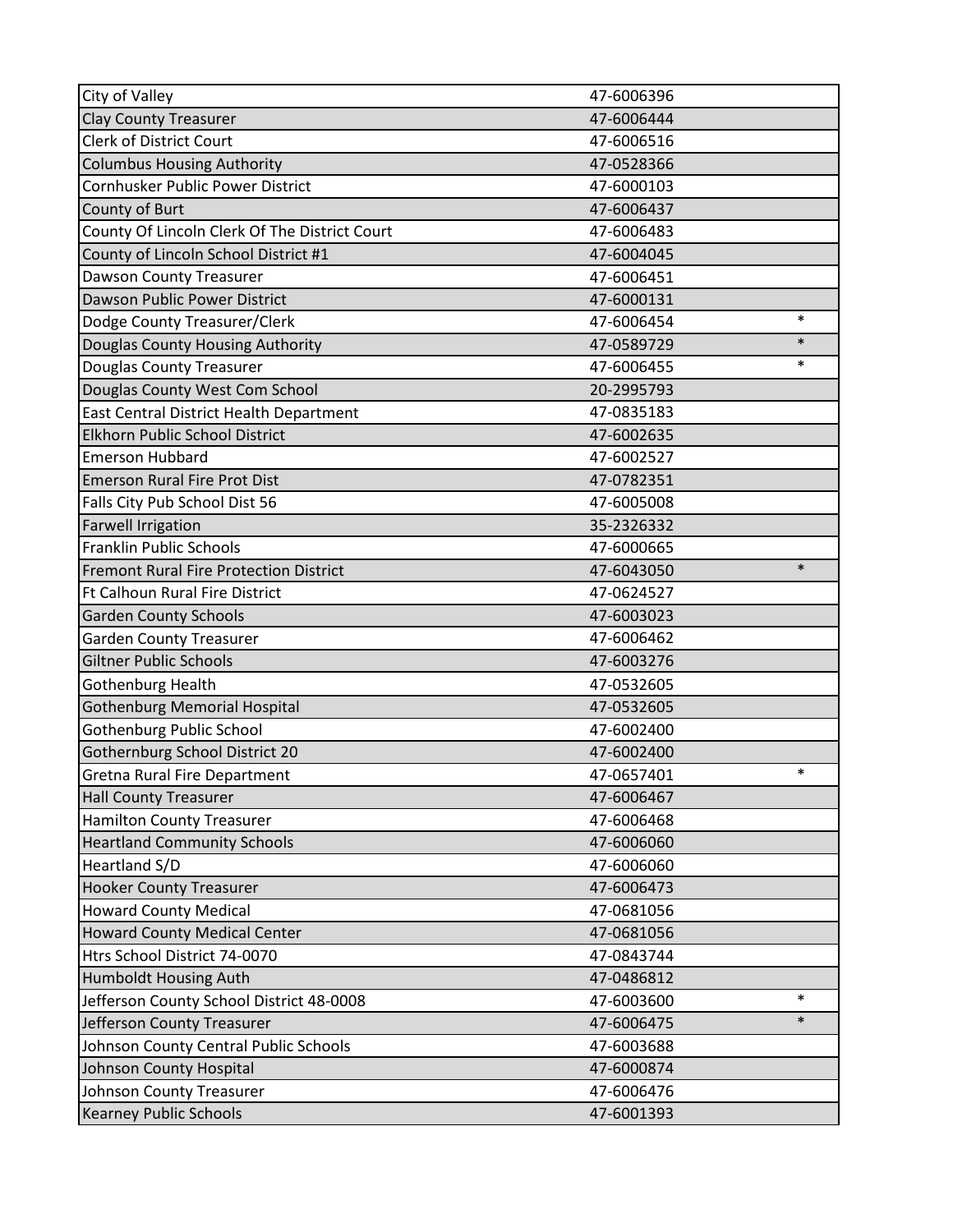| | | |
|---|---|---|
| City of Valley | 47-6006396 | |
| Clay County Treasurer | 47-6006444 | |
| Clerk of District Court | 47-6006516 | |
| Columbus Housing Authority | 47-0528366 | |
| Cornhusker Public Power District | 47-6000103 | |
| County of Burt | 47-6006437 | |
| County Of Lincoln Clerk Of The District Court | 47-6006483 | |
| County of Lincoln School District #1 | 47-6004045 | |
| Dawson County Treasurer | 47-6006451 | |
| Dawson Public Power District | 47-6000131 | |
| Dodge County Treasurer/Clerk | 47-6006454 | * |
| Douglas County Housing Authority | 47-0589729 | * |
| Douglas County Treasurer | 47-6006455 | * |
| Douglas County West Com School | 20-2995793 | |
| East Central District Health Department | 47-0835183 | |
| Elkhorn Public School District | 47-6002635 | |
| Emerson Hubbard | 47-6002527 | |
| Emerson Rural Fire Prot Dist | 47-0782351 | |
| Falls City Pub School Dist 56 | 47-6005008 | |
| Farwell Irrigation | 35-2326332 | |
| Franklin Public Schools | 47-6000665 | |
| Fremont Rural Fire Protection District | 47-6043050 | * |
| Ft Calhoun Rural Fire District | 47-0624527 | |
| Garden County Schools | 47-6003023 | |
| Garden County Treasurer | 47-6006462 | |
| Giltner Public Schools | 47-6003276 | |
| Gothenburg Health | 47-0532605 | |
| Gothenburg Memorial Hospital | 47-0532605 | |
| Gothenburg Public School | 47-6002400 | |
| Gothernburg School District 20 | 47-6002400 | |
| Gretna Rural Fire Department | 47-0657401 | * |
| Hall County Treasurer | 47-6006467 | |
| Hamilton County Treasurer | 47-6006468 | |
| Heartland Community Schools | 47-6006060 | |
| Heartland S/D | 47-6006060 | |
| Hooker County Treasurer | 47-6006473 | |
| Howard County Medical | 47-0681056 | |
| Howard County Medical Center | 47-0681056 | |
| Htrs School District 74-0070 | 47-0843744 | |
| Humboldt Housing Auth | 47-0486812 | |
| Jefferson County School District 48-0008 | 47-6003600 | * |
| Jefferson County Treasurer | 47-6006475 | * |
| Johnson County Central Public Schools | 47-6003688 | |
| Johnson County Hospital | 47-6000874 | |
| Johnson County Treasurer | 47-6006476 | |
| Kearney Public Schools | 47-6001393 | |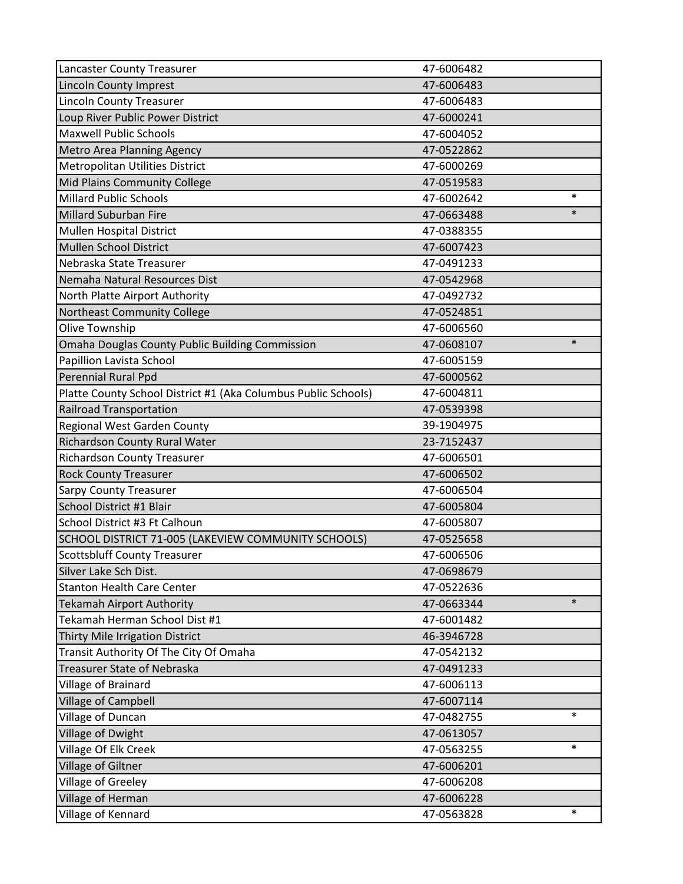| | | |
|---|---|---|
| Lancaster County Treasurer | 47-6006482 | |
| Lincoln County Imprest | 47-6006483 | |
| Lincoln County Treasurer | 47-6006483 | |
| Loup River Public Power District | 47-6000241 | |
| Maxwell Public Schools | 47-6004052 | |
| Metro Area Planning Agency | 47-0522862 | |
| Metropolitan Utilities District | 47-6000269 | |
| Mid Plains Community College | 47-0519583 | |
| Millard Public Schools | 47-6002642 | * |
| Millard Suburban Fire | 47-0663488 | * |
| Mullen Hospital District | 47-0388355 | |
| Mullen School District | 47-6007423 | |
| Nebraska State Treasurer | 47-0491233 | |
| Nemaha Natural Resources Dist | 47-0542968 | |
| North Platte Airport Authority | 47-0492732 | |
| Northeast Community College | 47-0524851 | |
| Olive Township | 47-6006560 | |
| Omaha Douglas County Public Building Commission | 47-0608107 | * |
| Papillion Lavista School | 47-6005159 | |
| Perennial Rural Ppd | 47-6000562 | |
| Platte County School District #1 (Aka Columbus Public Schools) | 47-6004811 | |
| Railroad Transportation | 47-0539398 | |
| Regional West Garden County | 39-1904975 | |
| Richardson County Rural Water | 23-7152437 | |
| Richardson County Treasurer | 47-6006501 | |
| Rock County Treasurer | 47-6006502 | |
| Sarpy County Treasurer | 47-6006504 | |
| School District #1 Blair | 47-6005804 | |
| School District #3 Ft Calhoun | 47-6005807 | |
| SCHOOL DISTRICT 71-005 (LAKEVIEW COMMUNITY SCHOOLS) | 47-0525658 | |
| Scottsbluff County Treasurer | 47-6006506 | |
| Silver Lake Sch Dist. | 47-0698679 | |
| Stanton Health Care Center | 47-0522636 | |
| Tekamah Airport Authority | 47-0663344 | * |
| Tekamah Herman School Dist #1 | 47-6001482 | |
| Thirty Mile Irrigation District | 46-3946728 | |
| Transit Authority Of The City Of Omaha | 47-0542132 | |
| Treasurer State of Nebraska | 47-0491233 | |
| Village of Brainard | 47-6006113 | |
| Village of Campbell | 47-6007114 | |
| Village of Duncan | 47-0482755 | * |
| Village of Dwight | 47-0613057 | |
| Village Of Elk Creek | 47-0563255 | * |
| Village of Giltner | 47-6006201 | |
| Village of Greeley | 47-6006208 | |
| Village of Herman | 47-6006228 | |
| Village of Kennard | 47-0563828 | * |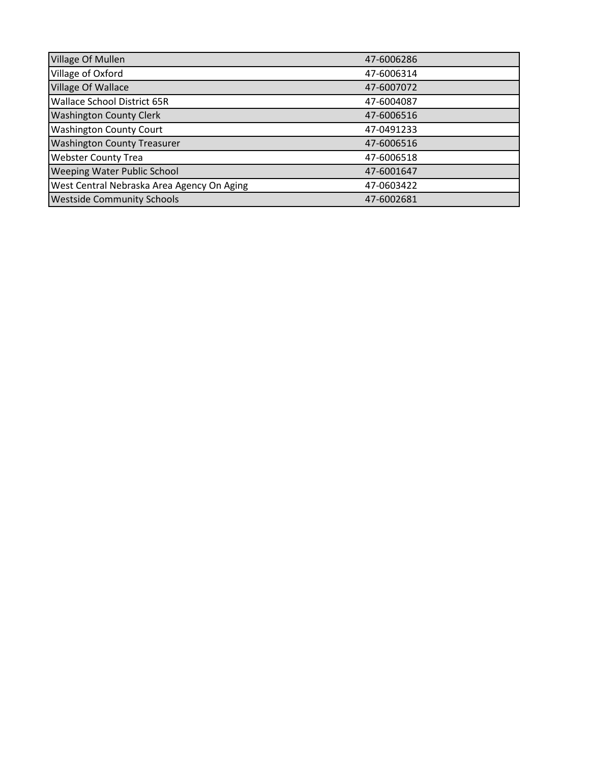| | |
|---|---|
| Village Of Mullen | 47-6006286 |
| Village of Oxford | 47-6006314 |
| Village Of Wallace | 47-6007072 |
| Wallace School District 65R | 47-6004087 |
| Washington County Clerk | 47-6006516 |
| Washington County Court | 47-0491233 |
| Washington County Treasurer | 47-6006516 |
| Webster County Trea | 47-6006518 |
| Weeping Water Public School | 47-6001647 |
| West Central Nebraska Area Agency On Aging | 47-0603422 |
| Westside Community Schools | 47-6002681 |